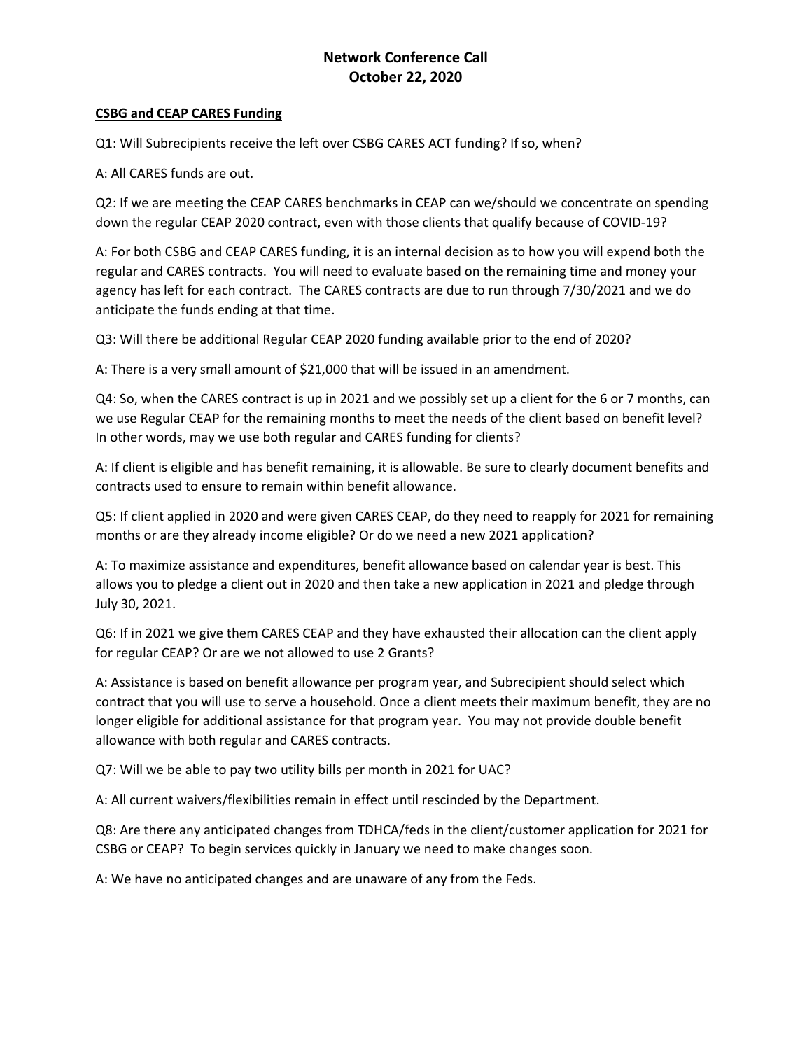# Network Conference Call
# October 22, 2020

**CSBG and CEAP CARES Funding**

Q1: Will Subrecipients receive the left over CSBG CARES ACT funding? If so, when?

A: All CARES funds are out.

Q2: If we are meeting the CEAP CARES benchmarks in CEAP can we/should we concentrate on spending down the regular CEAP 2020 contract, even with those clients that qualify because of COVID-19?

A: For both CSBG and CEAP CARES funding, it is an internal decision as to how you will expend both the regular and CARES contracts. You will need to evaluate based on the remaining time and money your agency has left for each contract. The CARES contracts are due to run through 7/30/2021 and we do anticipate the funds ending at that time.

Q3: Will there be additional Regular CEAP 2020 funding available prior to the end of 2020?

A: There is a very small amount of $21,000 that will be issued in an amendment.

Q4: So, when the CARES contract is up in 2021 and we possibly set up a client for the 6 or 7 months, can we use Regular CEAP for the remaining months to meet the needs of the client based on benefit level? In other words, may we use both regular and CARES funding for clients?

A: If client is eligible and has benefit remaining, it is allowable. Be sure to clearly document benefits and contracts used to ensure to remain within benefit allowance.

Q5: If client applied in 2020 and were given CARES CEAP, do they need to reapply for 2021 for remaining months or are they already income eligible? Or do we need a new 2021 application?

A: To maximize assistance and expenditures, benefit allowance based on calendar year is best. This allows you to pledge a client out in 2020 and then take a new application in 2021 and pledge through July 30, 2021.

Q6: If in 2021 we give them CARES CEAP and they have exhausted their allocation can the client apply for regular CEAP? Or are we not allowed to use 2 Grants?

A: Assistance is based on benefit allowance per program year, and Subrecipient should select which contract that you will use to serve a household. Once a client meets their maximum benefit, they are no longer eligible for additional assistance for that program year. You may not provide double benefit allowance with both regular and CARES contracts.

Q7: Will we be able to pay two utility bills per month in 2021 for UAC?

A: All current waivers/flexibilities remain in effect until rescinded by the Department.

Q8: Are there any anticipated changes from TDHCA/feds in the client/customer application for 2021 for CSBG or CEAP? To begin services quickly in January we need to make changes soon.

A: We have no anticipated changes and are unaware of any from the Feds.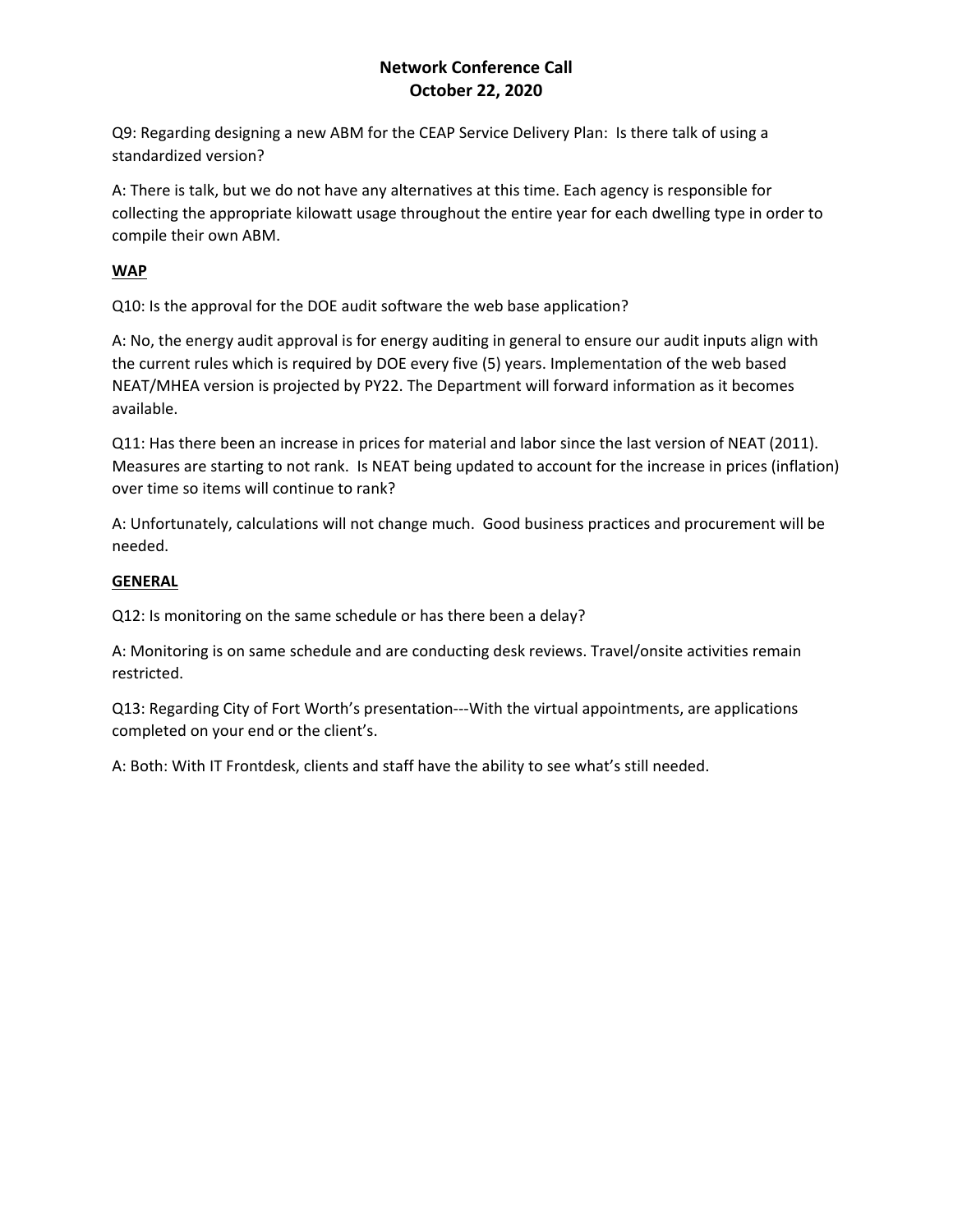# Network Conference Call
## October 22, 2020

Q9: Regarding designing a new ABM for the CEAP Service Delivery Plan: Is there talk of using a standardized version?

A: There is talk, but we do not have any alternatives at this time. Each agency is responsible for collecting the appropriate kilowatt usage throughout the entire year for each dwelling type in order to compile their own ABM.

**WAP**

Q10: Is the approval for the DOE audit software the web base application?

A: No, the energy audit approval is for energy auditing in general to ensure our audit inputs align with the current rules which is required by DOE every five (5) years. Implementation of the web based NEAT/MHEA version is projected by PY22. The Department will forward information as it becomes available.

Q11: Has there been an increase in prices for material and labor since the last version of NEAT (2011). Measures are starting to not rank. Is NEAT being updated to account for the increase in prices (inflation) over time so items will continue to rank?

A: Unfortunately, calculations will not change much. Good business practices and procurement will be needed.

**GENERAL**

Q12: Is monitoring on the same schedule or has there been a delay?

A: Monitoring is on same schedule and are conducting desk reviews. Travel/onsite activities remain restricted.

Q13: Regarding City of Fort Worth's presentation---With the virtual appointments, are applications completed on your end or the client's.

A: Both: With IT Frontdesk, clients and staff have the ability to see what's still needed.